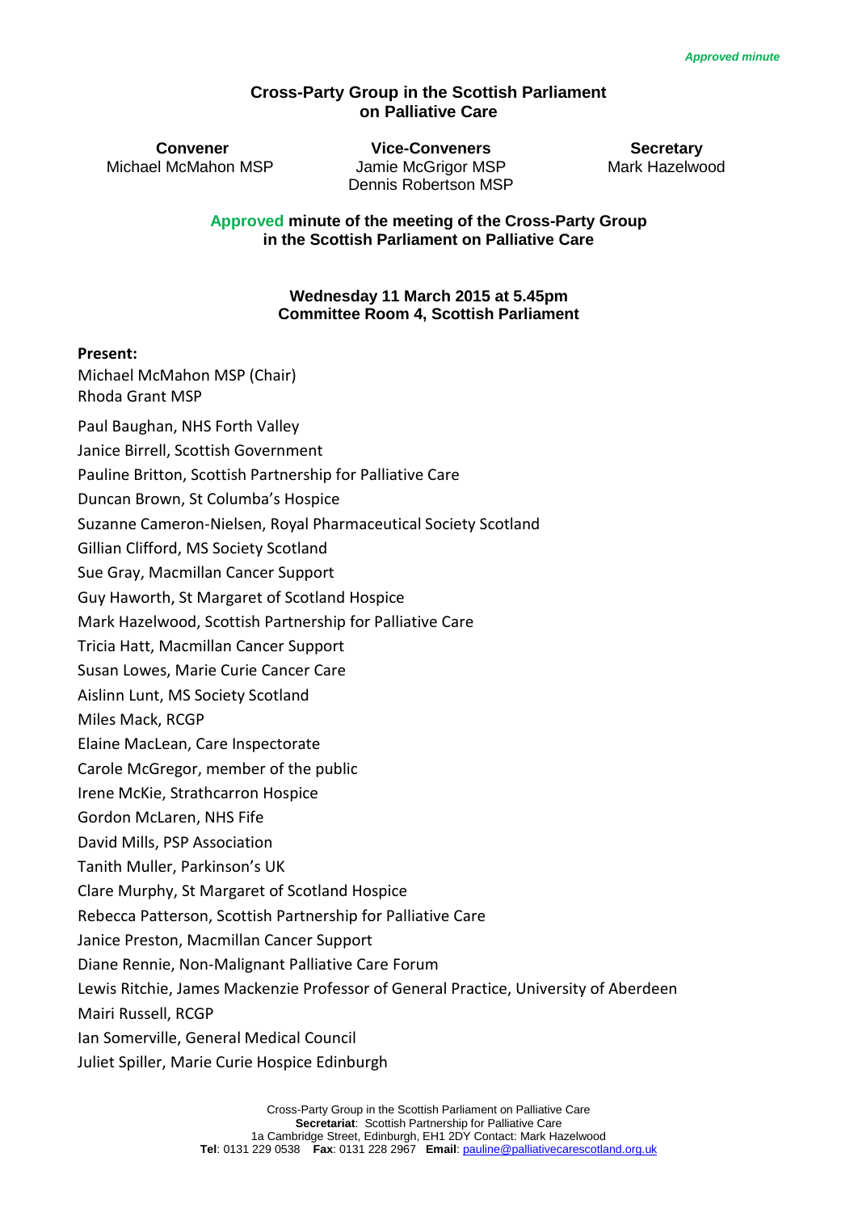*Approved minute*

# Cross-Party Group in the Scottish Parliament on Palliative Care

**Convener**
Michael McMahon MSP

**Vice-Conveners**
Jamie McGrigor MSP
Dennis Robertson MSP

**Secretary**
Mark Hazelwood

## Approved minute of the meeting of the Cross-Party Group in the Scottish Parliament on Palliative Care

**Wednesday 11 March 2015 at 5.45pm**
**Committee Room 4, Scottish Parliament**

**Present:**

Michael McMahon MSP (Chair)
Rhoda Grant MSP

Paul Baughan, NHS Forth Valley
Janice Birrell, Scottish Government
Pauline Britton, Scottish Partnership for Palliative Care
Duncan Brown, St Columba's Hospice
Suzanne Cameron-Nielsen, Royal Pharmaceutical Society Scotland
Gillian Clifford, MS Society Scotland
Sue Gray, Macmillan Cancer Support
Guy Haworth, St Margaret of Scotland Hospice
Mark Hazelwood, Scottish Partnership for Palliative Care
Tricia Hatt, Macmillan Cancer Support
Susan Lowes, Marie Curie Cancer Care
Aislinn Lunt, MS Society Scotland
Miles Mack, RCGP
Elaine MacLean, Care Inspectorate
Carole McGregor, member of the public
Irene McKie, Strathcarron Hospice
Gordon McLaren, NHS Fife
David Mills, PSP Association
Tanith Muller, Parkinson's UK
Clare Murphy, St Margaret of Scotland Hospice
Rebecca Patterson, Scottish Partnership for Palliative Care
Janice Preston, Macmillan Cancer Support
Diane Rennie, Non-Malignant Palliative Care Forum
Lewis Ritchie, James Mackenzie Professor of General Practice, University of Aberdeen
Mairi Russell, RCGP
Ian Somerville, General Medical Council
Juliet Spiller, Marie Curie Hospice Edinburgh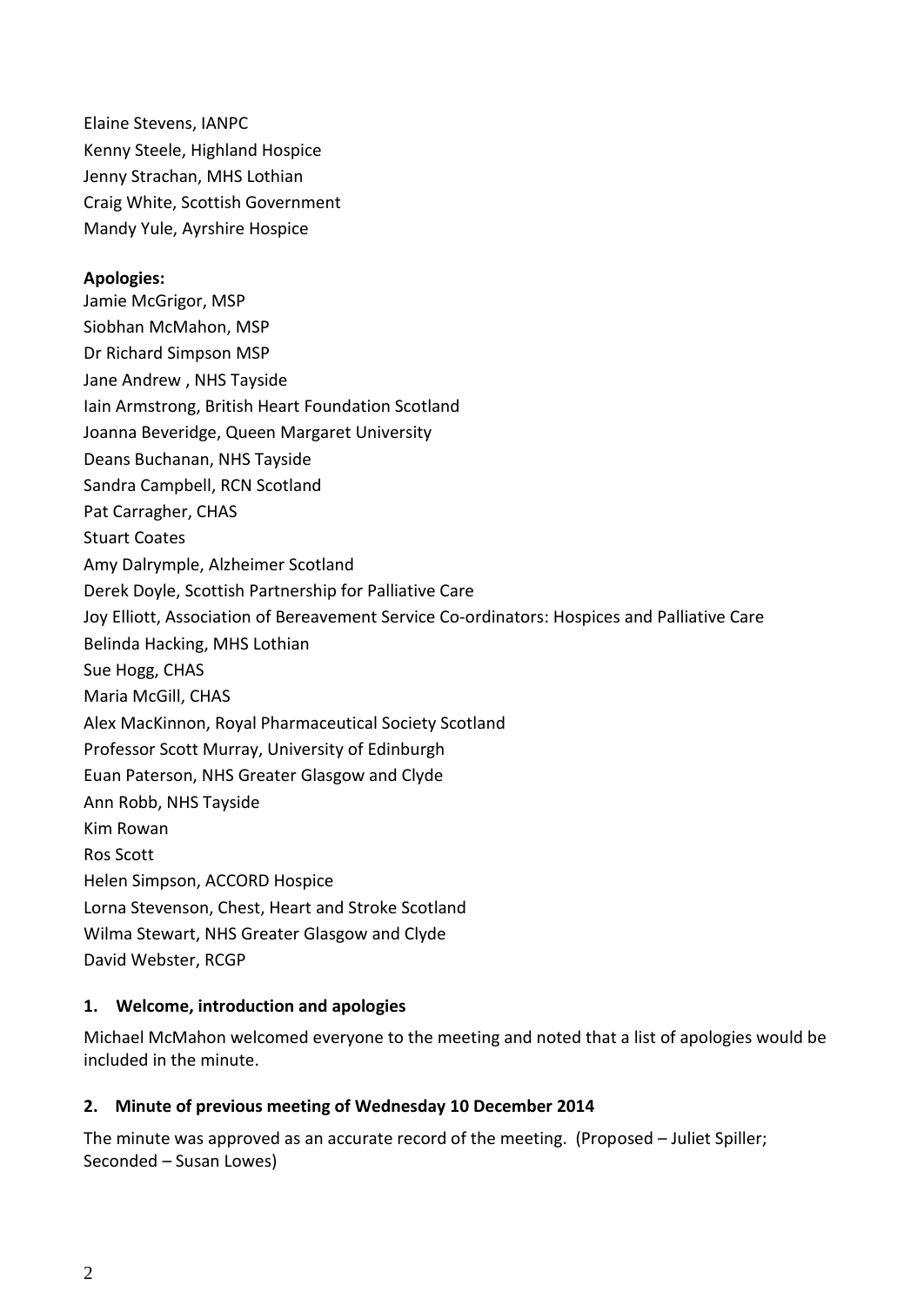Elaine Stevens, IANPC
Kenny Steele, Highland Hospice
Jenny Strachan, MHS Lothian
Craig White, Scottish Government
Mandy Yule, Ayrshire Hospice

**Apologies:**

Jamie McGrigor, MSP
Siobhan McMahon, MSP
Dr Richard Simpson MSP
Jane Andrew , NHS Tayside
Iain Armstrong, British Heart Foundation Scotland
Joanna Beveridge, Queen Margaret University
Deans Buchanan, NHS Tayside
Sandra Campbell, RCN Scotland
Pat Carragher, CHAS
Stuart Coates
Amy Dalrymple, Alzheimer Scotland
Derek Doyle, Scottish Partnership for Palliative Care
Joy Elliott, Association of Bereavement Service Co-ordinators: Hospices and Palliative Care
Belinda Hacking, MHS Lothian
Sue Hogg, CHAS
Maria McGill, CHAS
Alex MacKinnon, Royal Pharmaceutical Society Scotland
Professor Scott Murray, University of Edinburgh
Euan Paterson, NHS Greater Glasgow and Clyde
Ann Robb, NHS Tayside
Kim Rowan
Ros Scott
Helen Simpson, ACCORD Hospice
Lorna Stevenson, Chest, Heart and Stroke Scotland
Wilma Stewart, NHS Greater Glasgow and Clyde
David Webster, RCGP

### 1. Welcome, introduction and apologies

Michael McMahon welcomed everyone to the meeting and noted that a list of apologies would be included in the minute.

### 2. Minute of previous meeting of Wednesday 10 December 2014

The minute was approved as an accurate record of the meeting. (Proposed – Juliet Spiller; Seconded – Susan Lowes)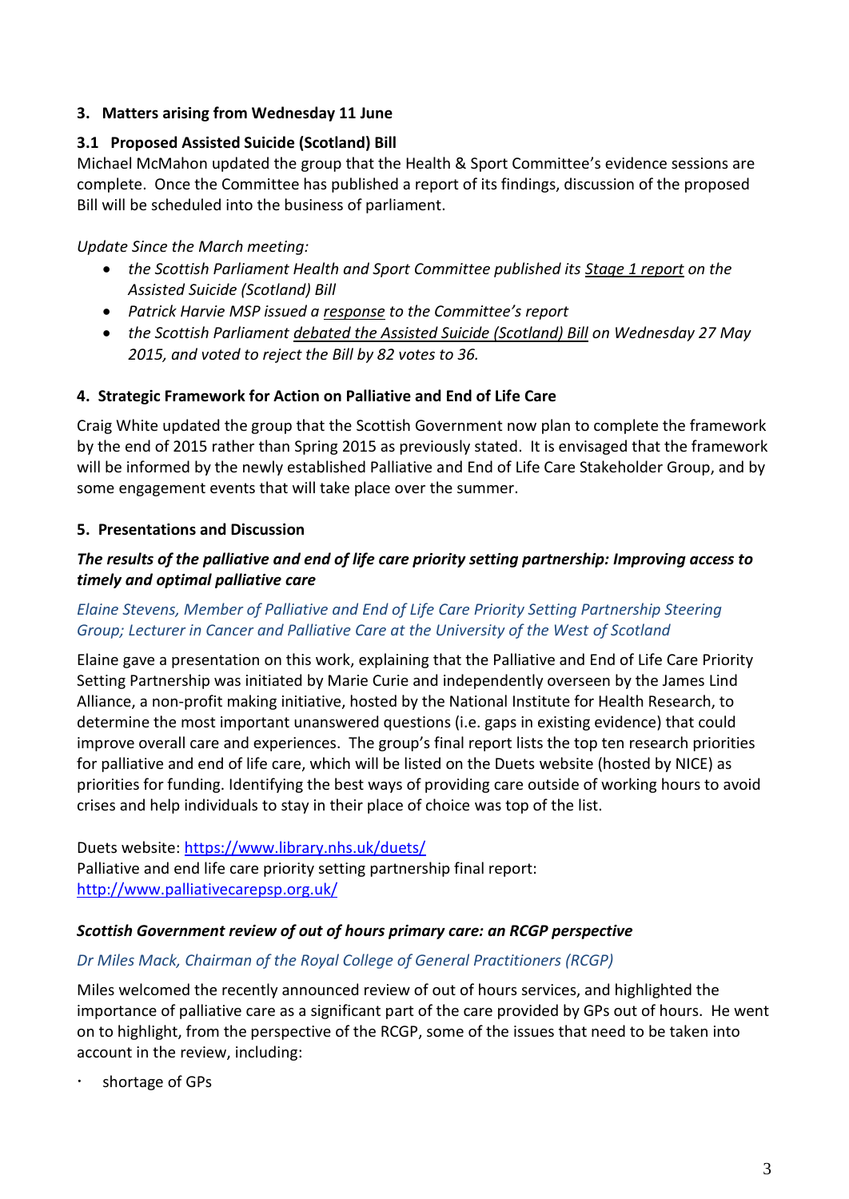## 3. Matters arising from Wednesday 11 June

### 3.1 Proposed Assisted Suicide (Scotland) Bill

Michael McMahon updated the group that the Health & Sport Committee's evidence sessions are complete. Once the Committee has published a report of its findings, discussion of the proposed Bill will be scheduled into the business of parliament.

*Update Since the March meeting:*

- *the Scottish Parliament Health and Sport Committee published its Stage 1 report on the Assisted Suicide (Scotland) Bill*
- *Patrick Harvie MSP issued a response to the Committee's report*
- *the Scottish Parliament debated the Assisted Suicide (Scotland) Bill on Wednesday 27 May 2015, and voted to reject the Bill by 82 votes to 36.*

## 4. Strategic Framework for Action on Palliative and End of Life Care

Craig White updated the group that the Scottish Government now plan to complete the framework by the end of 2015 rather than Spring 2015 as previously stated. It is envisaged that the framework will be informed by the newly established Palliative and End of Life Care Stakeholder Group, and by some engagement events that will take place over the summer.

## 5. Presentations and Discussion

### *The results of the palliative and end of life care priority setting partnership: Improving access to timely and optimal palliative care*

*Elaine Stevens, Member of Palliative and End of Life Care Priority Setting Partnership Steering Group; Lecturer in Cancer and Palliative Care at the University of the West of Scotland*

Elaine gave a presentation on this work, explaining that the Palliative and End of Life Care Priority Setting Partnership was initiated by Marie Curie and independently overseen by the James Lind Alliance, a non-profit making initiative, hosted by the National Institute for Health Research, to determine the most important unanswered questions (i.e. gaps in existing evidence) that could improve overall care and experiences. The group's final report lists the top ten research priorities for palliative and end of life care, which will be listed on the Duets website (hosted by NICE) as priorities for funding. Identifying the best ways of providing care outside of working hours to avoid crises and help individuals to stay in their place of choice was top of the list.

Duets website: https://www.library.nhs.uk/duets/
Palliative and end life care priority setting partnership final report:
http://www.palliativecarepsp.org.uk/

### *Scottish Government review of out of hours primary care: an RCGP perspective*

*Dr Miles Mack, Chairman of the Royal College of General Practitioners (RCGP)*

Miles welcomed the recently announced review of out of hours services, and highlighted the importance of palliative care as a significant part of the care provided by GPs out of hours. He went on to highlight, from the perspective of the RCGP, some of the issues that need to be taken into account in the review, including:

- shortage of GPs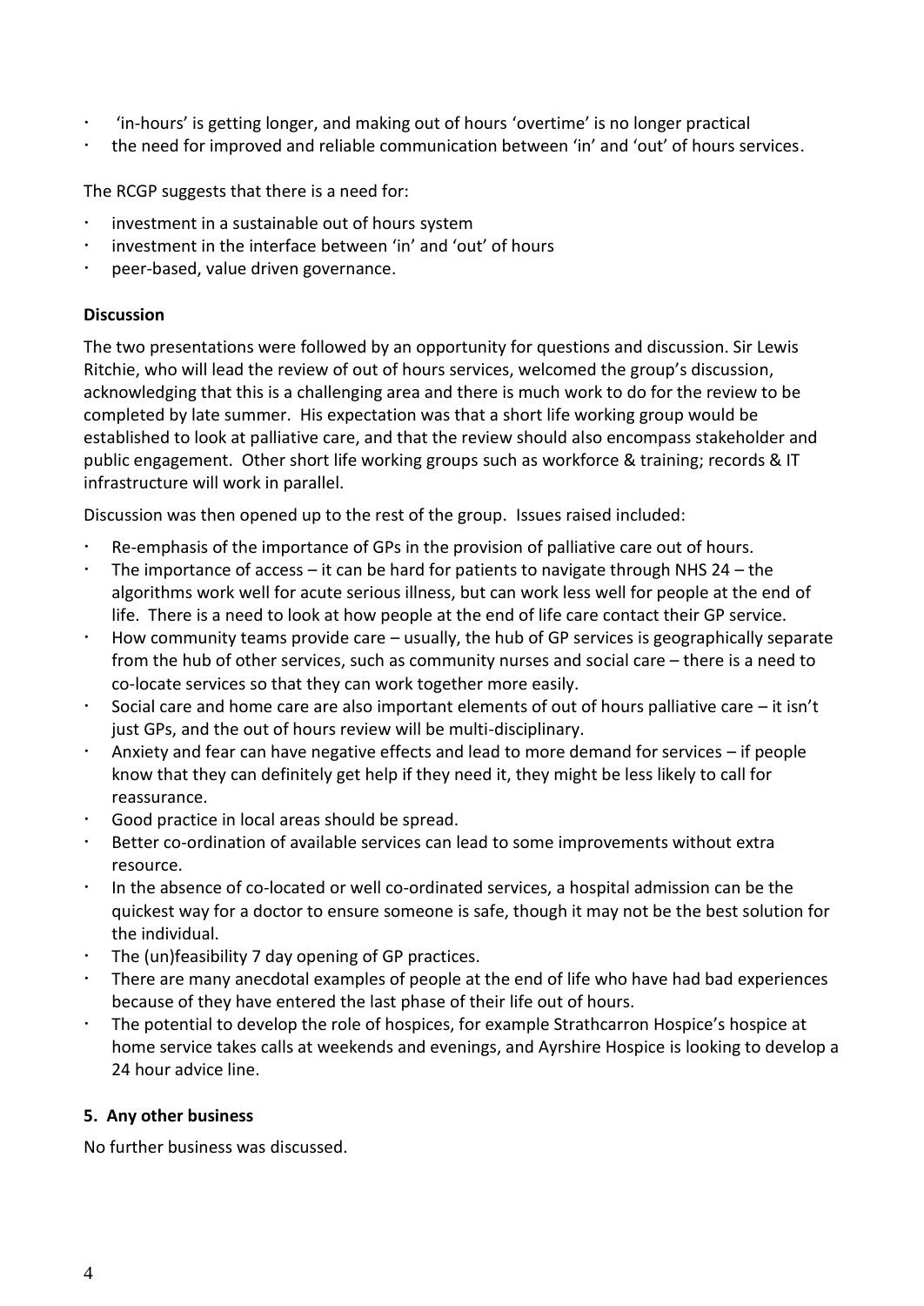- 'in-hours' is getting longer, and making out of hours 'overtime' is no longer practical
- the need for improved and reliable communication between 'in' and 'out' of hours services.

The RCGP suggests that there is a need for:

- investment in a sustainable out of hours system
- investment in the interface between 'in' and 'out' of hours
- peer-based, value driven governance.

**Discussion**

The two presentations were followed by an opportunity for questions and discussion. Sir Lewis Ritchie, who will lead the review of out of hours services, welcomed the group's discussion, acknowledging that this is a challenging area and there is much work to do for the review to be completed by late summer. His expectation was that a short life working group would be established to look at palliative care, and that the review should also encompass stakeholder and public engagement. Other short life working groups such as workforce & training; records & IT infrastructure will work in parallel.

Discussion was then opened up to the rest of the group. Issues raised included:

- Re-emphasis of the importance of GPs in the provision of palliative care out of hours.
- The importance of access – it can be hard for patients to navigate through NHS 24 – the algorithms work well for acute serious illness, but can work less well for people at the end of life. There is a need to look at how people at the end of life care contact their GP service.
- How community teams provide care – usually, the hub of GP services is geographically separate from the hub of other services, such as community nurses and social care – there is a need to co-locate services so that they can work together more easily.
- Social care and home care are also important elements of out of hours palliative care – it isn't just GPs, and the out of hours review will be multi-disciplinary.
- Anxiety and fear can have negative effects and lead to more demand for services – if people know that they can definitely get help if they need it, they might be less likely to call for reassurance.
- Good practice in local areas should be spread.
- Better co-ordination of available services can lead to some improvements without extra resource.
- In the absence of co-located or well co-ordinated services, a hospital admission can be the quickest way for a doctor to ensure someone is safe, though it may not be the best solution for the individual.
- The (un)feasibility 7 day opening of GP practices.
- There are many anecdotal examples of people at the end of life who have had bad experiences because of they have entered the last phase of their life out of hours.
- The potential to develop the role of hospices, for example Strathcarron Hospice's hospice at home service takes calls at weekends and evenings, and Ayrshire Hospice is looking to develop a 24 hour advice line.

**5. Any other business**

No further business was discussed.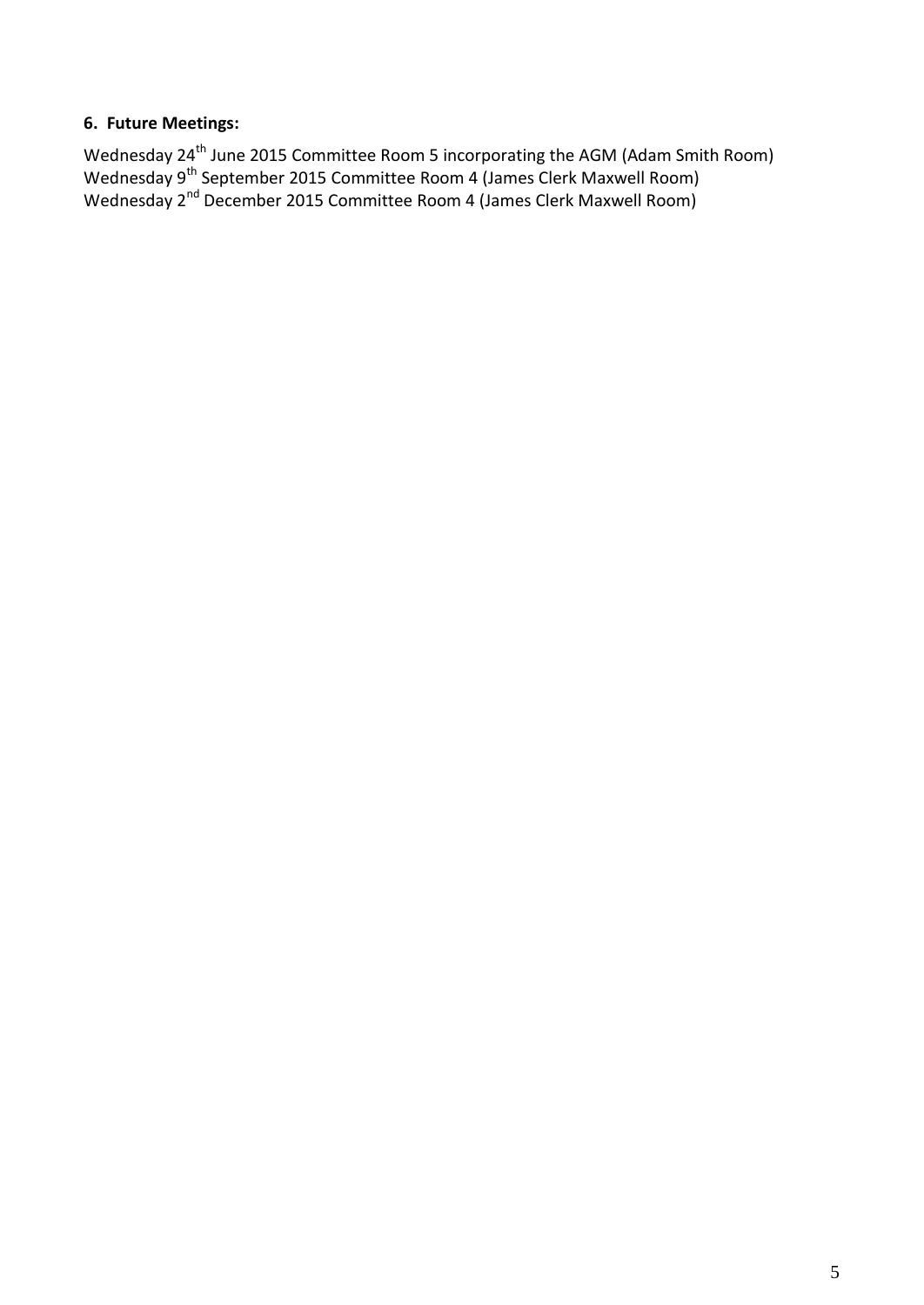## 6. Future Meetings:

Wednesday 24th June 2015 Committee Room 5 incorporating the AGM (Adam Smith Room)
Wednesday 9th September 2015 Committee Room 4 (James Clerk Maxwell Room)
Wednesday 2nd December 2015 Committee Room 4 (James Clerk Maxwell Room)